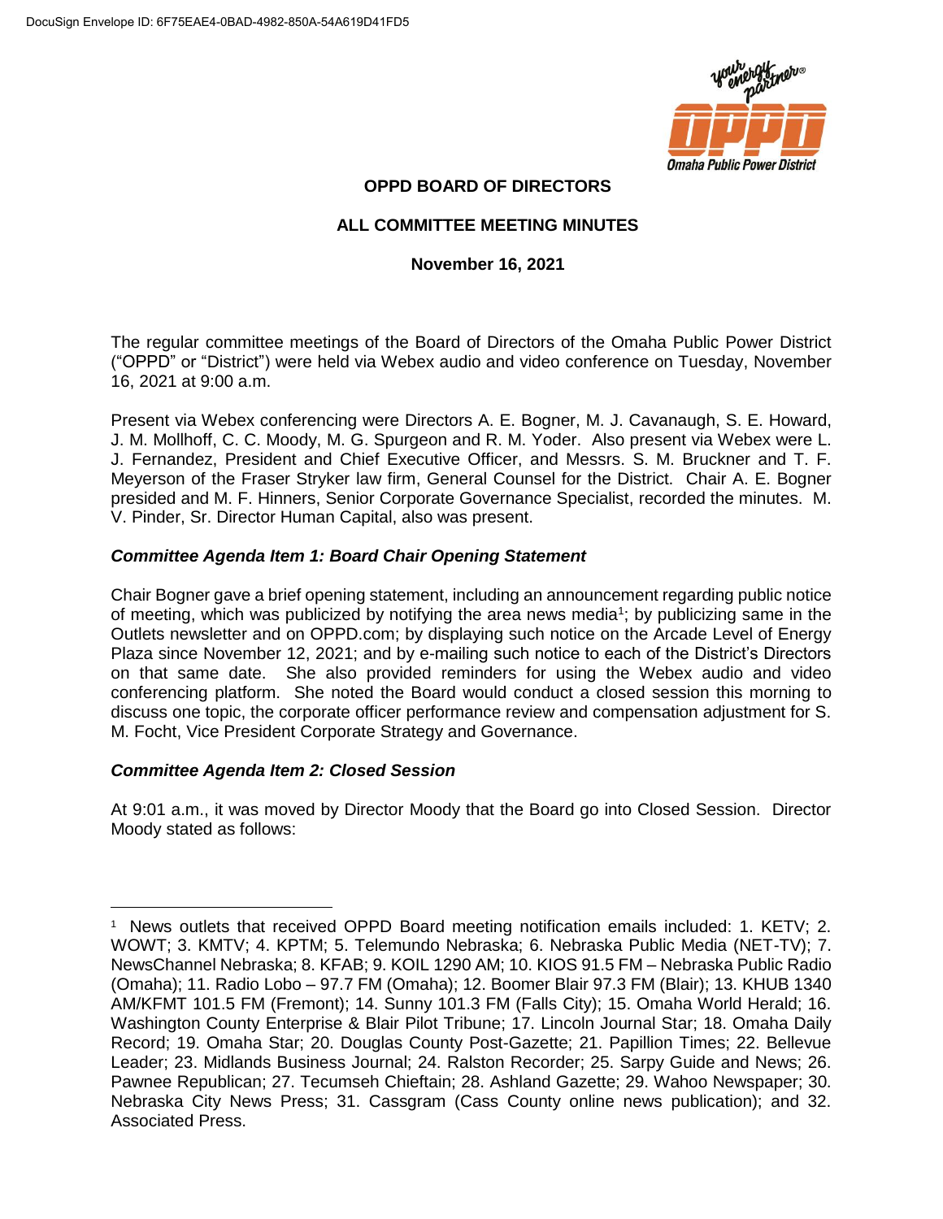**OPPD BOARD OF DIRECTORS**

**ALL COMMITTEE MEETING MINUTES**

**November 16, 2021**

The regular committee meetings of the Board of Directors of the Omaha Public Power District ("OPPD" or "District") were held via Webex audio and video conference on Tuesday, November 16, 2021 at 9:00 a.m.

Present via Webex conferencing were Directors A. E. Bogner, M. J. Cavanaugh, S. E. Howard, J. M. Mollhoff, C. C. Moody, M. G. Spurgeon and R. M. Yoder. Also present via Webex were L. J. Fernandez, President and Chief Executive Officer, and Messrs. S. M. Bruckner and T. F. Meyerson of the Fraser Stryker law firm, General Counsel for the District. Chair A. E. Bogner presided and M. F. Hinners, Senior Corporate Governance Specialist, recorded the minutes. M. V. Pinder, Sr. Director Human Capital, also was present.

***Committee Agenda Item 1: Board Chair Opening Statement***

Chair Bogner gave a brief opening statement, including an announcement regarding public notice of meeting, which was publicized by notifying the area news media[1]; by publicizing same in the Outlets newsletter and on OPPD.com; by displaying such notice on the Arcade Level of Energy Plaza since November 12, 2021; and by e-mailing such notice to each of the District's Directors on that same date. She also provided reminders for using the Webex audio and video conferencing platform. She noted the Board would conduct a closed session this morning to discuss one topic, the corporate officer performance review and compensation adjustment for S. M. Focht, Vice President Corporate Strategy and Governance.

***Committee Agenda Item 2: Closed Session***

At 9:01 a.m., it was moved by Director Moody that the Board go into Closed Session. Director Moody stated as follows:

---

[1] News outlets that received OPPD Board meeting notification emails included: 1. KETV; 2. WOWT; 3. KMTV; 4. KPTM; 5. Telemundo Nebraska; 6. Nebraska Public Media (NET-TV); 7. NewsChannel Nebraska; 8. KFAB; 9. KOIL 1290 AM; 10. KIOS 91.5 FM – Nebraska Public Radio (Omaha); 11. Radio Lobo – 97.7 FM (Omaha); 12. Boomer Blair 97.3 FM (Blair); 13. KHUB 1340 AM/KFMT 101.5 FM (Fremont); 14. Sunny 101.3 FM (Falls City); 15. Omaha World Herald; 16. Washington County Enterprise & Blair Pilot Tribune; 17. Lincoln Journal Star; 18. Omaha Daily Record; 19. Omaha Star; 20. Douglas County Post-Gazette; 21. Papillion Times; 22. Bellevue Leader; 23. Midlands Business Journal; 24. Ralston Recorder; 25. Sarpy Guide and News; 26. Pawnee Republican; 27. Tecumseh Chieftain; 28. Ashland Gazette; 29. Wahoo Newspaper; 30. Nebraska City News Press; 31. Cassgram (Cass County online news publication); and 32. Associated Press.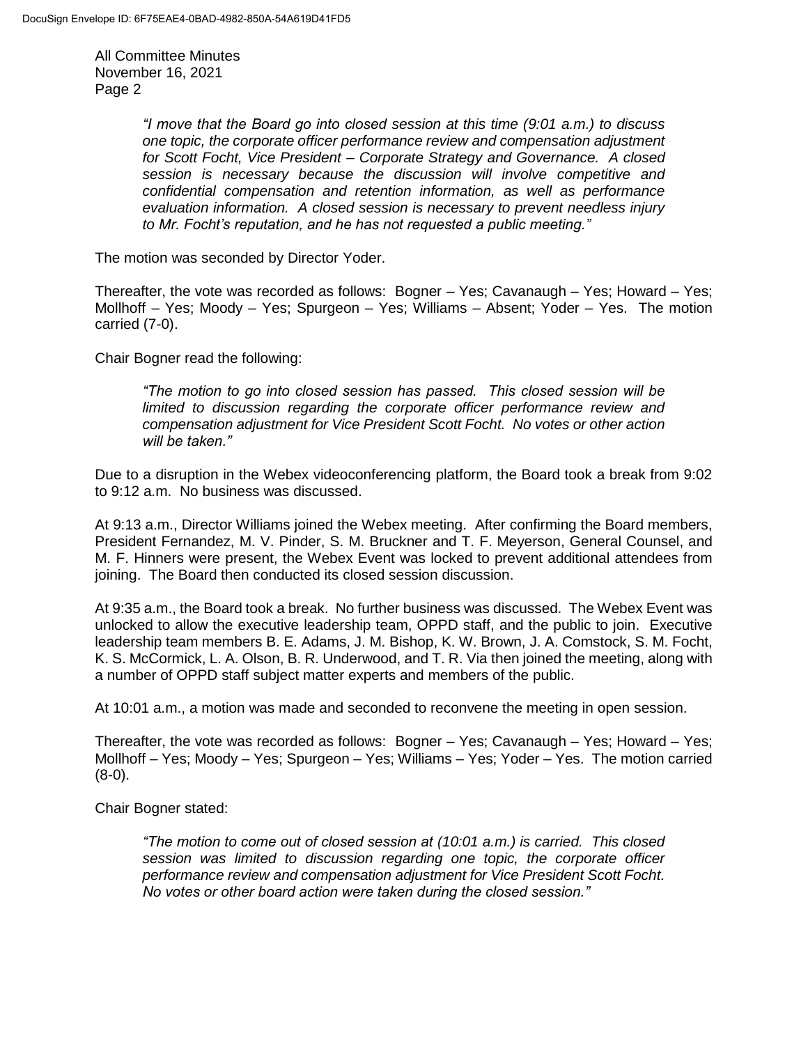*"I move that the Board go into closed session at this time (9:01 a.m.) to discuss one topic, the corporate officer performance review and compensation adjustment for Scott Focht, Vice President – Corporate Strategy and Governance. A closed session is necessary because the discussion will involve competitive and confidential compensation and retention information, as well as performance evaluation information. A closed session is necessary to prevent needless injury to Mr. Focht's reputation, and he has not requested a public meeting."*

The motion was seconded by Director Yoder.

Thereafter, the vote was recorded as follows: Bogner – Yes; Cavanaugh – Yes; Howard – Yes; Mollhoff – Yes; Moody – Yes; Spurgeon – Yes; Williams – Absent; Yoder – Yes. The motion carried (7-0).

Chair Bogner read the following:

*"The motion to go into closed session has passed. This closed session will be limited to discussion regarding the corporate officer performance review and compensation adjustment for Vice President Scott Focht. No votes or other action will be taken."*

Due to a disruption in the Webex videoconferencing platform, the Board took a break from 9:02 to 9:12 a.m. No business was discussed.

At 9:13 a.m., Director Williams joined the Webex meeting. After confirming the Board members, President Fernandez, M. V. Pinder, S. M. Bruckner and T. F. Meyerson, General Counsel, and M. F. Hinners were present, the Webex Event was locked to prevent additional attendees from joining. The Board then conducted its closed session discussion.

At 9:35 a.m., the Board took a break. No further business was discussed. The Webex Event was unlocked to allow the executive leadership team, OPPD staff, and the public to join. Executive leadership team members B. E. Adams, J. M. Bishop, K. W. Brown, J. A. Comstock, S. M. Focht, K. S. McCormick, L. A. Olson, B. R. Underwood, and T. R. Via then joined the meeting, along with a number of OPPD staff subject matter experts and members of the public.

At 10:01 a.m., a motion was made and seconded to reconvene the meeting in open session.

Thereafter, the vote was recorded as follows: Bogner – Yes; Cavanaugh – Yes; Howard – Yes; Mollhoff – Yes; Moody – Yes; Spurgeon – Yes; Williams – Yes; Yoder – Yes. The motion carried (8-0).

Chair Bogner stated:

*"The motion to come out of closed session at (10:01 a.m.) is carried. This closed session was limited to discussion regarding one topic, the corporate officer performance review and compensation adjustment for Vice President Scott Focht. No votes or other board action were taken during the closed session."*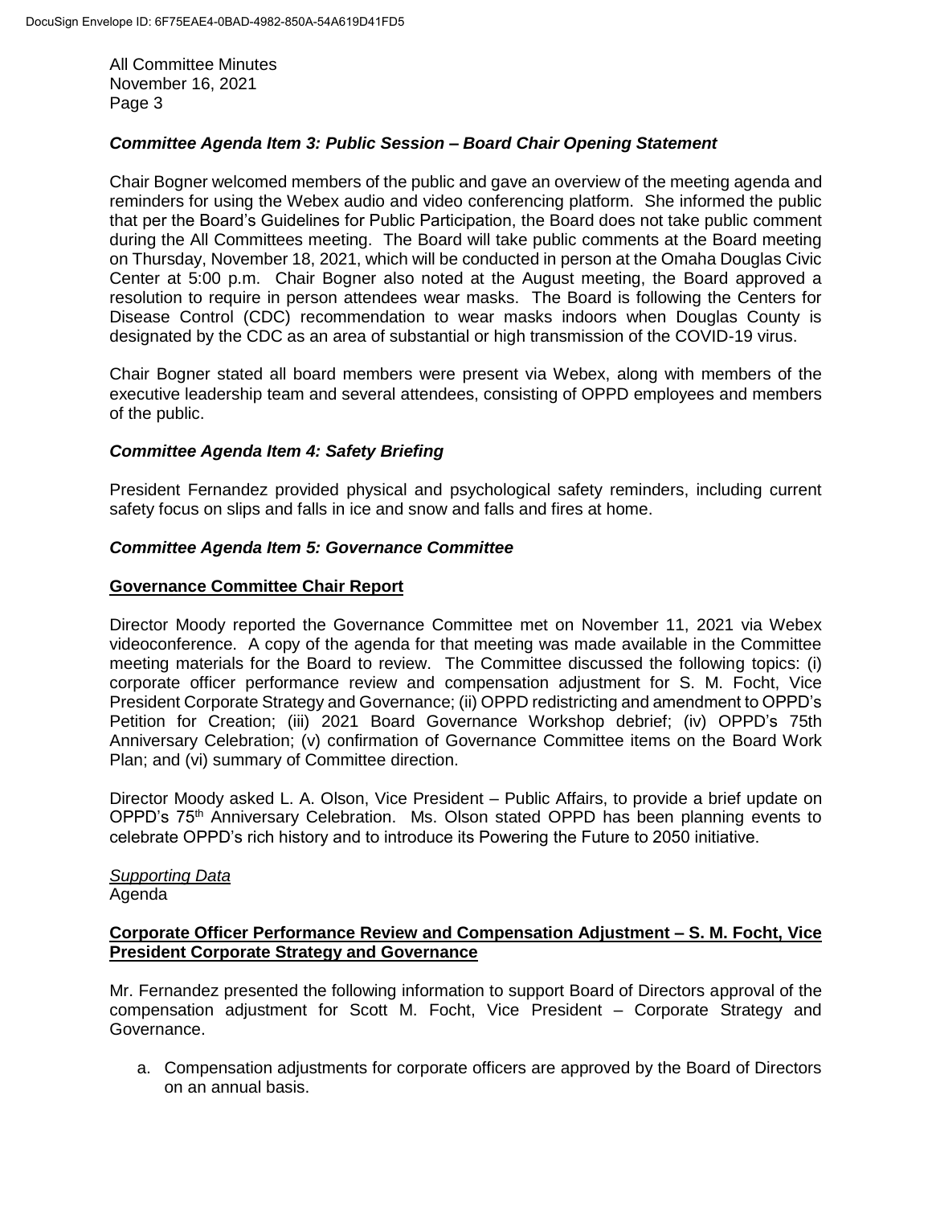### *Committee Agenda Item 3: Public Session – Board Chair Opening Statement*

Chair Bogner welcomed members of the public and gave an overview of the meeting agenda and reminders for using the Webex audio and video conferencing platform. She informed the public that per the Board's Guidelines for Public Participation, the Board does not take public comment during the All Committees meeting. The Board will take public comments at the Board meeting on Thursday, November 18, 2021, which will be conducted in person at the Omaha Douglas Civic Center at 5:00 p.m. Chair Bogner also noted at the August meeting, the Board approved a resolution to require in person attendees wear masks. The Board is following the Centers for Disease Control (CDC) recommendation to wear masks indoors when Douglas County is designated by the CDC as an area of substantial or high transmission of the COVID-19 virus.

Chair Bogner stated all board members were present via Webex, along with members of the executive leadership team and several attendees, consisting of OPPD employees and members of the public.

### *Committee Agenda Item 4: Safety Briefing*

President Fernandez provided physical and psychological safety reminders, including current safety focus on slips and falls in ice and snow and falls and fires at home.

### *Committee Agenda Item 5: Governance Committee*

**Governance Committee Chair Report**

Director Moody reported the Governance Committee met on November 11, 2021 via Webex videoconference. A copy of the agenda for that meeting was made available in the Committee meeting materials for the Board to review. The Committee discussed the following topics: (i) corporate officer performance review and compensation adjustment for S. M. Focht, Vice President Corporate Strategy and Governance; (ii) OPPD redistricting and amendment to OPPD's Petition for Creation; (iii) 2021 Board Governance Workshop debrief; (iv) OPPD's 75th Anniversary Celebration; (v) confirmation of Governance Committee items on the Board Work Plan; and (vi) summary of Committee direction.

Director Moody asked L. A. Olson, Vice President – Public Affairs, to provide a brief update on OPPD's 75th Anniversary Celebration. Ms. Olson stated OPPD has been planning events to celebrate OPPD's rich history and to introduce its Powering the Future to 2050 initiative.

*Supporting Data*
Agenda

**Corporate Officer Performance Review and Compensation Adjustment – S. M. Focht, Vice President Corporate Strategy and Governance**

Mr. Fernandez presented the following information to support Board of Directors approval of the compensation adjustment for Scott M. Focht, Vice President – Corporate Strategy and Governance.

a. Compensation adjustments for corporate officers are approved by the Board of Directors on an annual basis.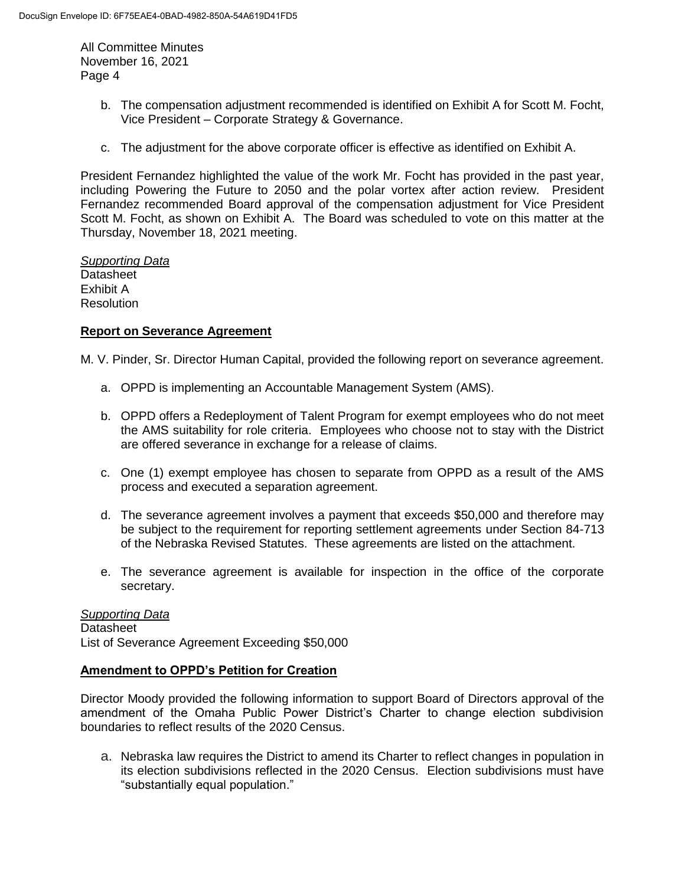b. The compensation adjustment recommended is identified on Exhibit A for Scott M. Focht, Vice President – Corporate Strategy & Governance.

c. The adjustment for the above corporate officer is effective as identified on Exhibit A.

President Fernandez highlighted the value of the work Mr. Focht has provided in the past year, including Powering the Future to 2050 and the polar vortex after action review. President Fernandez recommended Board approval of the compensation adjustment for Vice President Scott M. Focht, as shown on Exhibit A. The Board was scheduled to vote on this matter at the Thursday, November 18, 2021 meeting.

*Supporting Data*
Datasheet
Exhibit A
Resolution

**Report on Severance Agreement**

M. V. Pinder, Sr. Director Human Capital, provided the following report on severance agreement.

a. OPPD is implementing an Accountable Management System (AMS).

b. OPPD offers a Redeployment of Talent Program for exempt employees who do not meet the AMS suitability for role criteria. Employees who choose not to stay with the District are offered severance in exchange for a release of claims.

c. One (1) exempt employee has chosen to separate from OPPD as a result of the AMS process and executed a separation agreement.

d. The severance agreement involves a payment that exceeds $50,000 and therefore may be subject to the requirement for reporting settlement agreements under Section 84-713 of the Nebraska Revised Statutes. These agreements are listed on the attachment.

e. The severance agreement is available for inspection in the office of the corporate secretary.

*Supporting Data*
Datasheet
List of Severance Agreement Exceeding $50,000

**Amendment to OPPD's Petition for Creation**

Director Moody provided the following information to support Board of Directors approval of the amendment of the Omaha Public Power District's Charter to change election subdivision boundaries to reflect results of the 2020 Census.

a. Nebraska law requires the District to amend its Charter to reflect changes in population in its election subdivisions reflected in the 2020 Census. Election subdivisions must have "substantially equal population."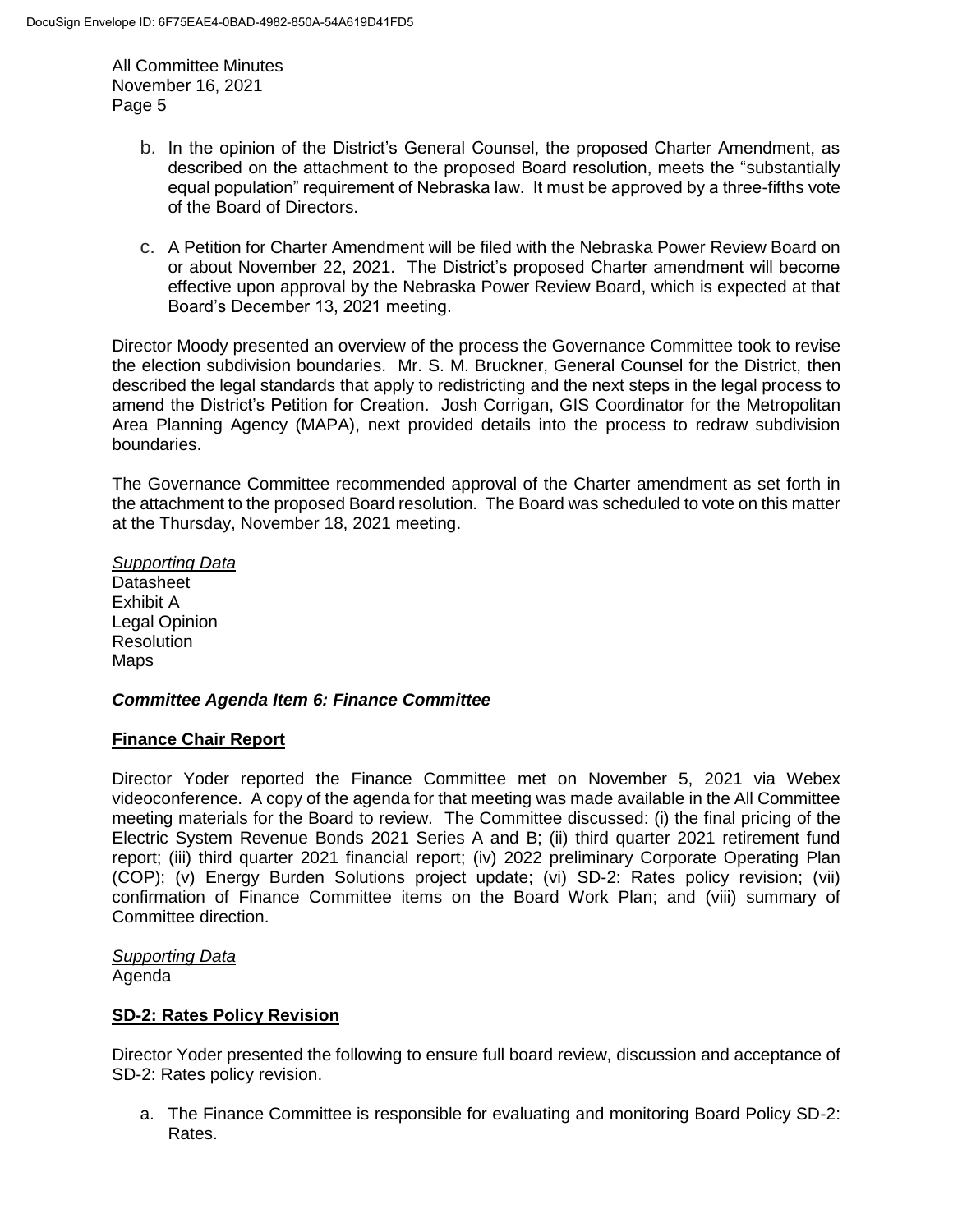b. In the opinion of the District's General Counsel, the proposed Charter Amendment, as described on the attachment to the proposed Board resolution, meets the "substantially equal population" requirement of Nebraska law. It must be approved by a three-fifths vote of the Board of Directors.

c. A Petition for Charter Amendment will be filed with the Nebraska Power Review Board on or about November 22, 2021. The District's proposed Charter amendment will become effective upon approval by the Nebraska Power Review Board, which is expected at that Board's December 13, 2021 meeting.

Director Moody presented an overview of the process the Governance Committee took to revise the election subdivision boundaries. Mr. S. M. Bruckner, General Counsel for the District, then described the legal standards that apply to redistricting and the next steps in the legal process to amend the District's Petition for Creation. Josh Corrigan, GIS Coordinator for the Metropolitan Area Planning Agency (MAPA), next provided details into the process to redraw subdivision boundaries.

The Governance Committee recommended approval of the Charter amendment as set forth in the attachment to the proposed Board resolution. The Board was scheduled to vote on this matter at the Thursday, November 18, 2021 meeting.

*Supporting Data*
Datasheet
Exhibit A
Legal Opinion
Resolution
Maps

### *Committee Agenda Item 6: Finance Committee*

**Finance Chair Report**

Director Yoder reported the Finance Committee met on November 5, 2021 via Webex videoconference. A copy of the agenda for that meeting was made available in the All Committee meeting materials for the Board to review. The Committee discussed: (i) the final pricing of the Electric System Revenue Bonds 2021 Series A and B; (ii) third quarter 2021 retirement fund report; (iii) third quarter 2021 financial report; (iv) 2022 preliminary Corporate Operating Plan (COP); (v) Energy Burden Solutions project update; (vi) SD-2: Rates policy revision; (vii) confirmation of Finance Committee items on the Board Work Plan; and (viii) summary of Committee direction.

*Supporting Data*
Agenda

**SD-2: Rates Policy Revision**

Director Yoder presented the following to ensure full board review, discussion and acceptance of SD-2: Rates policy revision.

a. The Finance Committee is responsible for evaluating and monitoring Board Policy SD-2: Rates.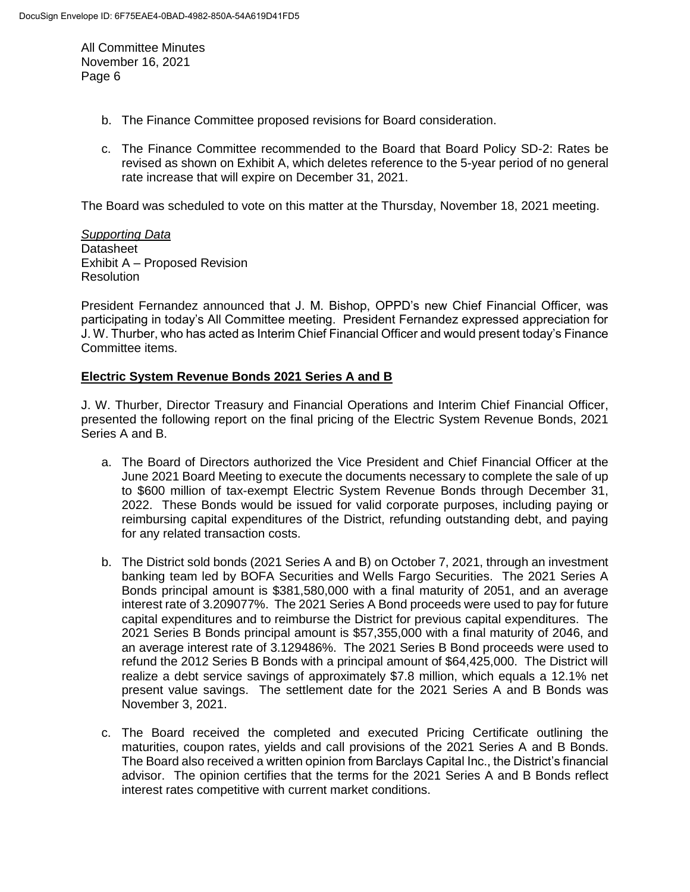b. The Finance Committee proposed revisions for Board consideration.

c. The Finance Committee recommended to the Board that Board Policy SD-2: Rates be revised as shown on Exhibit A, which deletes reference to the 5-year period of no general rate increase that will expire on December 31, 2021.

The Board was scheduled to vote on this matter at the Thursday, November 18, 2021 meeting.

*Supporting Data*
Datasheet
Exhibit A – Proposed Revision
Resolution

President Fernandez announced that J. M. Bishop, OPPD's new Chief Financial Officer, was participating in today's All Committee meeting. President Fernandez expressed appreciation for J. W. Thurber, who has acted as Interim Chief Financial Officer and would present today's Finance Committee items.

**Electric System Revenue Bonds 2021 Series A and B**

J. W. Thurber, Director Treasury and Financial Operations and Interim Chief Financial Officer, presented the following report on the final pricing of the Electric System Revenue Bonds, 2021 Series A and B.

a. The Board of Directors authorized the Vice President and Chief Financial Officer at the June 2021 Board Meeting to execute the documents necessary to complete the sale of up to \$600 million of tax-exempt Electric System Revenue Bonds through December 31, 2022. These Bonds would be issued for valid corporate purposes, including paying or reimbursing capital expenditures of the District, refunding outstanding debt, and paying for any related transaction costs.

b. The District sold bonds (2021 Series A and B) on October 7, 2021, through an investment banking team led by BOFA Securities and Wells Fargo Securities. The 2021 Series A Bonds principal amount is \$381,580,000 with a final maturity of 2051, and an average interest rate of 3.209077%. The 2021 Series A Bond proceeds were used to pay for future capital expenditures and to reimburse the District for previous capital expenditures. The 2021 Series B Bonds principal amount is \$57,355,000 with a final maturity of 2046, and an average interest rate of 3.129486%. The 2021 Series B Bond proceeds were used to refund the 2012 Series B Bonds with a principal amount of \$64,425,000. The District will realize a debt service savings of approximately \$7.8 million, which equals a 12.1% net present value savings. The settlement date for the 2021 Series A and B Bonds was November 3, 2021.

c. The Board received the completed and executed Pricing Certificate outlining the maturities, coupon rates, yields and call provisions of the 2021 Series A and B Bonds. The Board also received a written opinion from Barclays Capital Inc., the District's financial advisor. The opinion certifies that the terms for the 2021 Series A and B Bonds reflect interest rates competitive with current market conditions.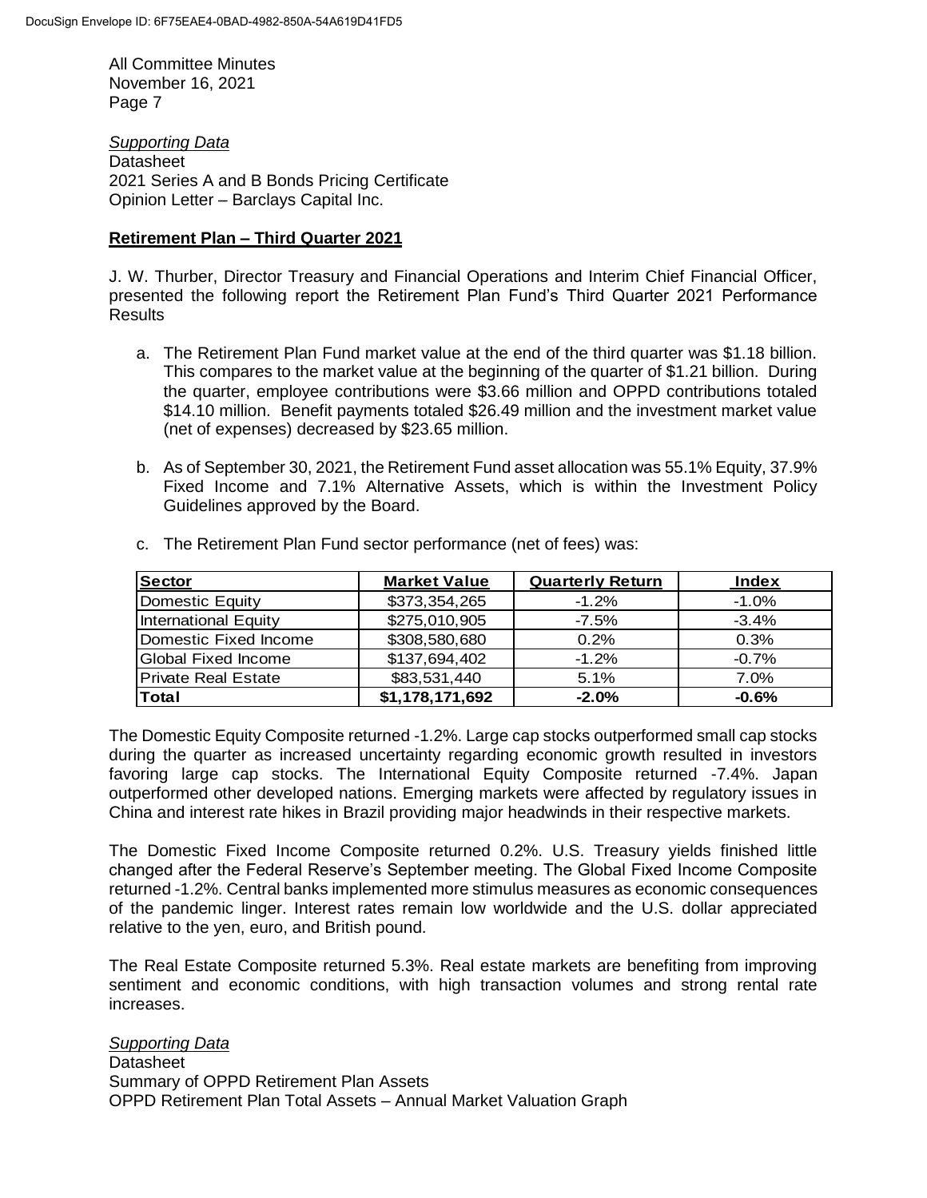*Supporting Data*
Datasheet
2021 Series A and B Bonds Pricing Certificate
Opinion Letter – Barclays Capital Inc.

**Retirement Plan – Third Quarter 2021**

J. W. Thurber, Director Treasury and Financial Operations and Interim Chief Financial Officer, presented the following report the Retirement Plan Fund's Third Quarter 2021 Performance Results

a. The Retirement Plan Fund market value at the end of the third quarter was $1.18 billion. This compares to the market value at the beginning of the quarter of $1.21 billion. During the quarter, employee contributions were $3.66 million and OPPD contributions totaled $14.10 million. Benefit payments totaled $26.49 million and the investment market value (net of expenses) decreased by $23.65 million.

b. As of September 30, 2021, the Retirement Fund asset allocation was 55.1% Equity, 37.9% Fixed Income and 7.1% Alternative Assets, which is within the Investment Policy Guidelines approved by the Board.

c. The Retirement Plan Fund sector performance (net of fees) was:

| Sector | Market Value | Quarterly Return | Index |
|---|---|---|---|
| Domestic Equity | $373,354,265 | -1.2% | -1.0% |
| International Equity | $275,010,905 | -7.5% | -3.4% |
| Domestic Fixed Income | $308,580,680 | 0.2% | 0.3% |
| Global Fixed Income | $137,694,402 | -1.2% | -0.7% |
| Private Real Estate | $83,531,440 | 5.1% | 7.0% |
| **Total** | **$1,178,171,692** | **-2.0%** | **-0.6%** |

The Domestic Equity Composite returned -1.2%. Large cap stocks outperformed small cap stocks during the quarter as increased uncertainty regarding economic growth resulted in investors favoring large cap stocks. The International Equity Composite returned -7.4%. Japan outperformed other developed nations. Emerging markets were affected by regulatory issues in China and interest rate hikes in Brazil providing major headwinds in their respective markets.

The Domestic Fixed Income Composite returned 0.2%. U.S. Treasury yields finished little changed after the Federal Reserve's September meeting. The Global Fixed Income Composite returned -1.2%. Central banks implemented more stimulus measures as economic consequences of the pandemic linger. Interest rates remain low worldwide and the U.S. dollar appreciated relative to the yen, euro, and British pound.

The Real Estate Composite returned 5.3%. Real estate markets are benefiting from improving sentiment and economic conditions, with high transaction volumes and strong rental rate increases.

*Supporting Data*
Datasheet
Summary of OPPD Retirement Plan Assets
OPPD Retirement Plan Total Assets – Annual Market Valuation Graph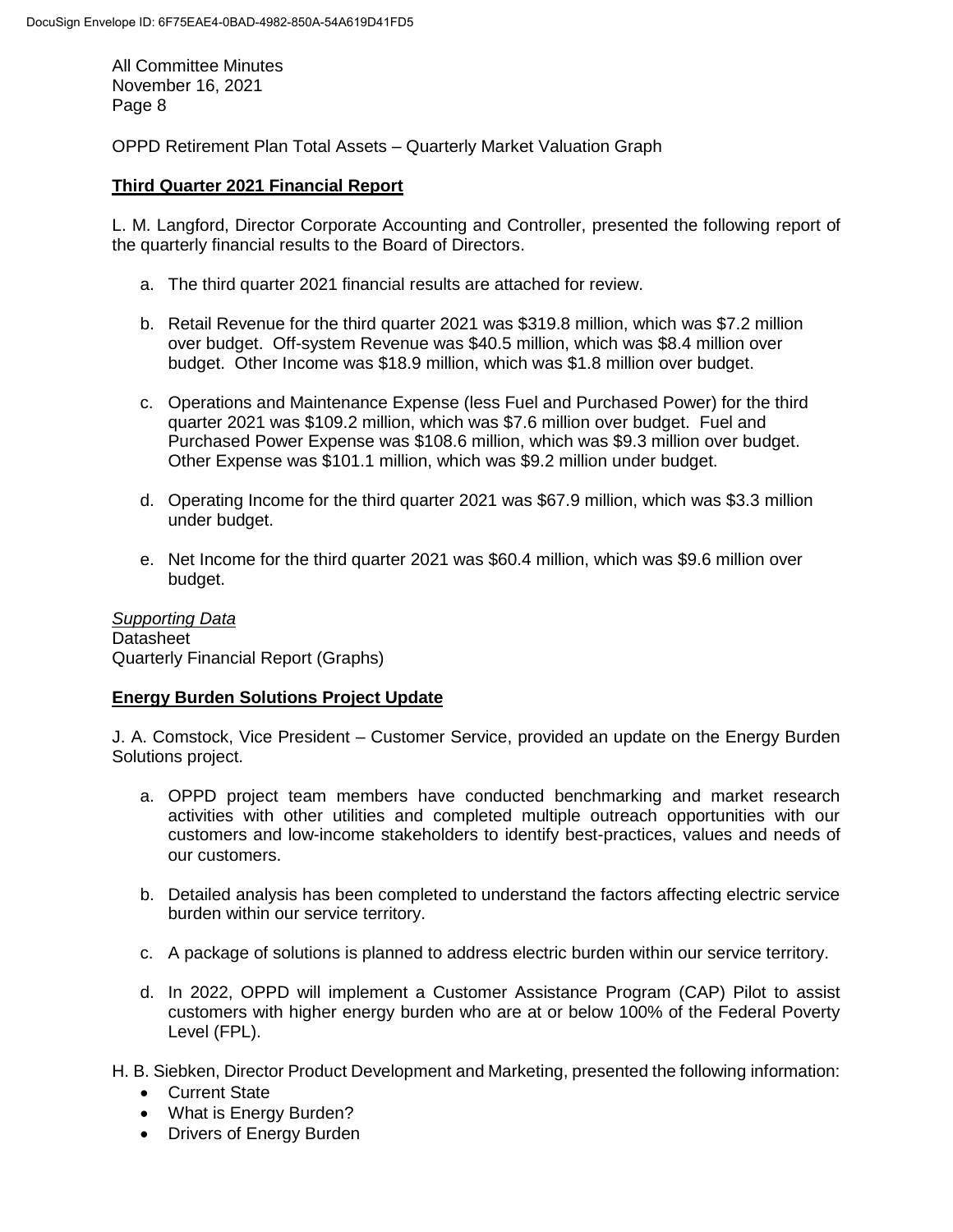OPPD Retirement Plan Total Assets – Quarterly Market Valuation Graph

**Third Quarter 2021 Financial Report**

L. M. Langford, Director Corporate Accounting and Controller, presented the following report of the quarterly financial results to the Board of Directors.

a. The third quarter 2021 financial results are attached for review.

b. Retail Revenue for the third quarter 2021 was $319.8 million, which was $7.2 million over budget. Off-system Revenue was $40.5 million, which was $8.4 million over budget. Other Income was $18.9 million, which was $1.8 million over budget.

c. Operations and Maintenance Expense (less Fuel and Purchased Power) for the third quarter 2021 was $109.2 million, which was $7.6 million over budget. Fuel and Purchased Power Expense was $108.6 million, which was $9.3 million over budget. Other Expense was $101.1 million, which was $9.2 million under budget.

d. Operating Income for the third quarter 2021 was $67.9 million, which was $3.3 million under budget.

e. Net Income for the third quarter 2021 was $60.4 million, which was $9.6 million over budget.

*Supporting Data*
Datasheet
Quarterly Financial Report (Graphs)

**Energy Burden Solutions Project Update**

J. A. Comstock, Vice President – Customer Service, provided an update on the Energy Burden Solutions project.

a. OPPD project team members have conducted benchmarking and market research activities with other utilities and completed multiple outreach opportunities with our customers and low-income stakeholders to identify best-practices, values and needs of our customers.

b. Detailed analysis has been completed to understand the factors affecting electric service burden within our service territory.

c. A package of solutions is planned to address electric burden within our service territory.

d. In 2022, OPPD will implement a Customer Assistance Program (CAP) Pilot to assist customers with higher energy burden who are at or below 100% of the Federal Poverty Level (FPL).

H. B. Siebken, Director Product Development and Marketing, presented the following information:

- Current State
- What is Energy Burden?
- Drivers of Energy Burden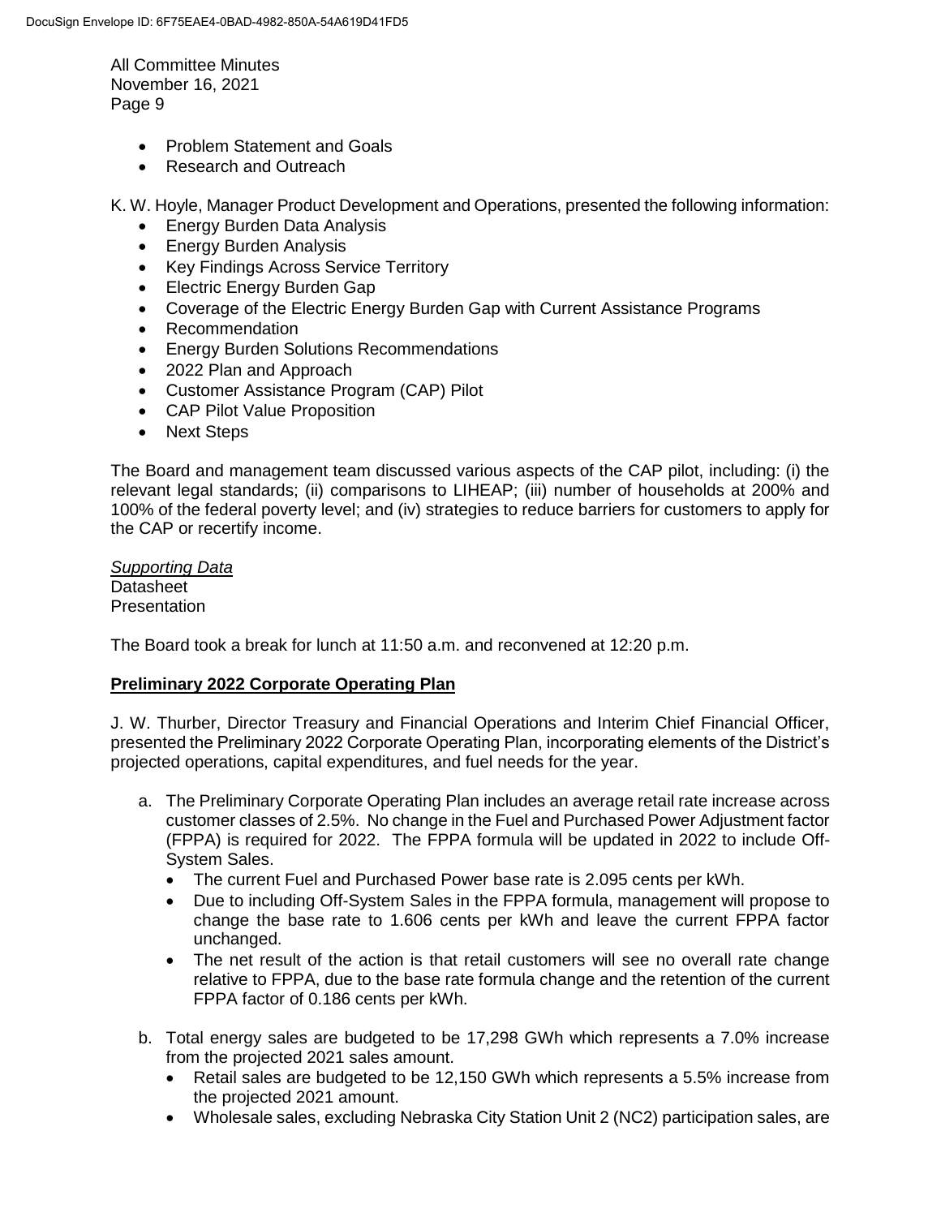- Problem Statement and Goals
- Research and Outreach

K. W. Hoyle, Manager Product Development and Operations, presented the following information:

- Energy Burden Data Analysis
- Energy Burden Analysis
- Key Findings Across Service Territory
- Electric Energy Burden Gap
- Coverage of the Electric Energy Burden Gap with Current Assistance Programs
- Recommendation
- Energy Burden Solutions Recommendations
- 2022 Plan and Approach
- Customer Assistance Program (CAP) Pilot
- CAP Pilot Value Proposition
- Next Steps

The Board and management team discussed various aspects of the CAP pilot, including: (i) the relevant legal standards; (ii) comparisons to LIHEAP; (iii) number of households at 200% and 100% of the federal poverty level; and (iv) strategies to reduce barriers for customers to apply for the CAP or recertify income.

*Supporting Data*
Datasheet
Presentation

The Board took a break for lunch at 11:50 a.m. and reconvened at 12:20 p.m.

**Preliminary 2022 Corporate Operating Plan**

J. W. Thurber, Director Treasury and Financial Operations and Interim Chief Financial Officer, presented the Preliminary 2022 Corporate Operating Plan, incorporating elements of the District's projected operations, capital expenditures, and fuel needs for the year.

a. The Preliminary Corporate Operating Plan includes an average retail rate increase across customer classes of 2.5%. No change in the Fuel and Purchased Power Adjustment factor (FPPA) is required for 2022. The FPPA formula will be updated in 2022 to include Off-System Sales.
   - The current Fuel and Purchased Power base rate is 2.095 cents per kWh.
   - Due to including Off-System Sales in the FPPA formula, management will propose to change the base rate to 1.606 cents per kWh and leave the current FPPA factor unchanged.
   - The net result of the action is that retail customers will see no overall rate change relative to FPPA, due to the base rate formula change and the retention of the current FPPA factor of 0.186 cents per kWh.

b. Total energy sales are budgeted to be 17,298 GWh which represents a 7.0% increase from the projected 2021 sales amount.
   - Retail sales are budgeted to be 12,150 GWh which represents a 5.5% increase from the projected 2021 amount.
   - Wholesale sales, excluding Nebraska City Station Unit 2 (NC2) participation sales, are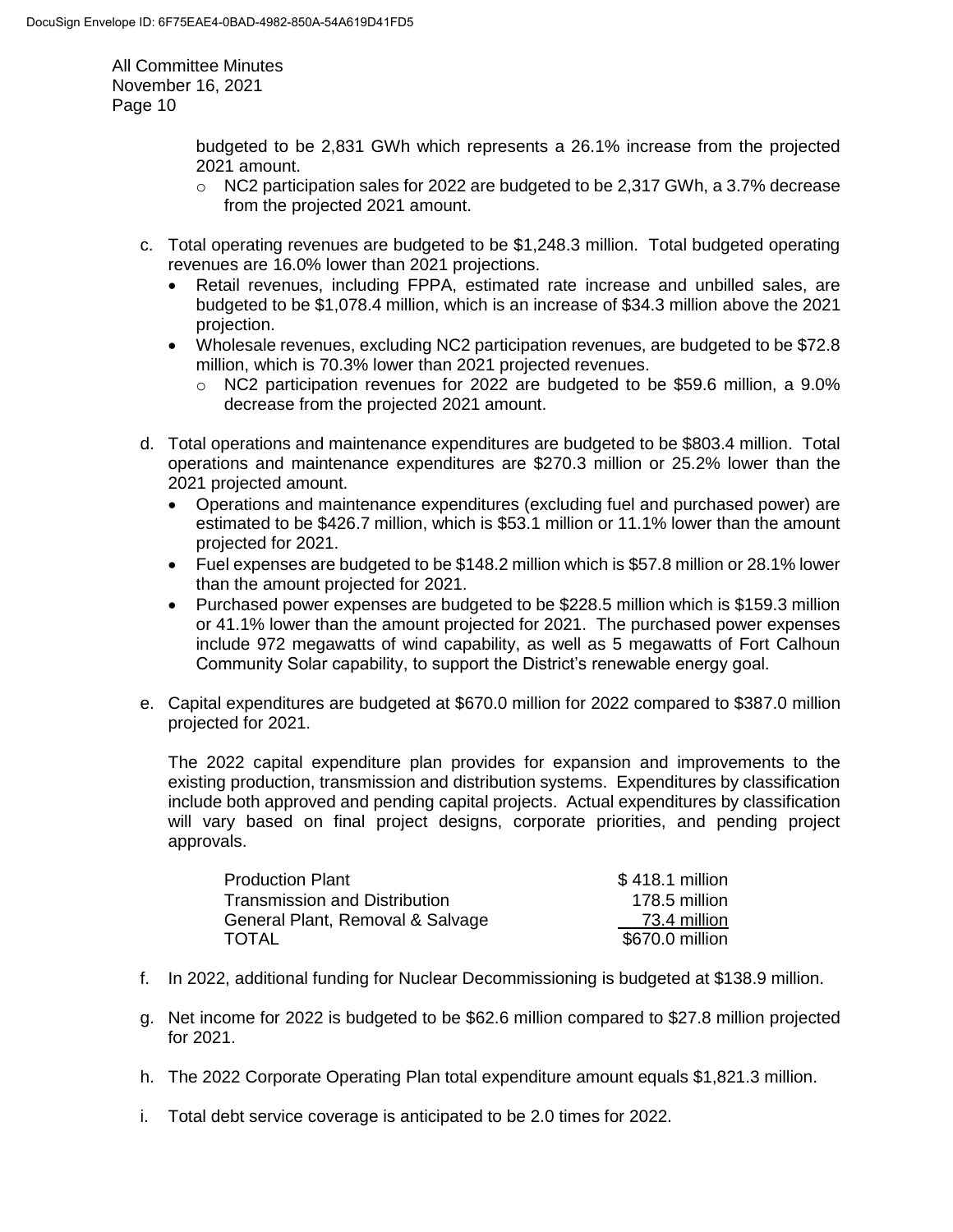budgeted to be 2,831 GWh which represents a 26.1% increase from the projected 2021 amount.

  - NC2 participation sales for 2022 are budgeted to be 2,317 GWh, a 3.7% decrease from the projected 2021 amount.

c. Total operating revenues are budgeted to be $1,248.3 million. Total budgeted operating revenues are 16.0% lower than 2021 projections.
   - Retail revenues, including FPPA, estimated rate increase and unbilled sales, are budgeted to be $1,078.4 million, which is an increase of $34.3 million above the 2021 projection.
   - Wholesale revenues, excluding NC2 participation revenues, are budgeted to be $72.8 million, which is 70.3% lower than 2021 projected revenues.
     - NC2 participation revenues for 2022 are budgeted to be $59.6 million, a 9.0% decrease from the projected 2021 amount.

d. Total operations and maintenance expenditures are budgeted to be $803.4 million. Total operations and maintenance expenditures are $270.3 million or 25.2% lower than the 2021 projected amount.
   - Operations and maintenance expenditures (excluding fuel and purchased power) are estimated to be $426.7 million, which is $53.1 million or 11.1% lower than the amount projected for 2021.
   - Fuel expenses are budgeted to be $148.2 million which is $57.8 million or 28.1% lower than the amount projected for 2021.
   - Purchased power expenses are budgeted to be $228.5 million which is $159.3 million or 41.1% lower than the amount projected for 2021. The purchased power expenses include 972 megawatts of wind capability, as well as 5 megawatts of Fort Calhoun Community Solar capability, to support the District's renewable energy goal.

e. Capital expenditures are budgeted at $670.0 million for 2022 compared to $387.0 million projected for 2021.

   The 2022 capital expenditure plan provides for expansion and improvements to the existing production, transmission and distribution systems. Expenditures by classification include both approved and pending capital projects. Actual expenditures by classification will vary based on final project designs, corporate priorities, and pending project approvals.

| | |
|---|---|
| Production Plant | $ 418.1 million |
| Transmission and Distribution | 178.5 million |
| General Plant, Removal & Salvage | 73.4 million |
| TOTAL | $670.0 million |

f. In 2022, additional funding for Nuclear Decommissioning is budgeted at $138.9 million.

g. Net income for 2022 is budgeted to be $62.6 million compared to $27.8 million projected for 2021.

h. The 2022 Corporate Operating Plan total expenditure amount equals $1,821.3 million.

i. Total debt service coverage is anticipated to be 2.0 times for 2022.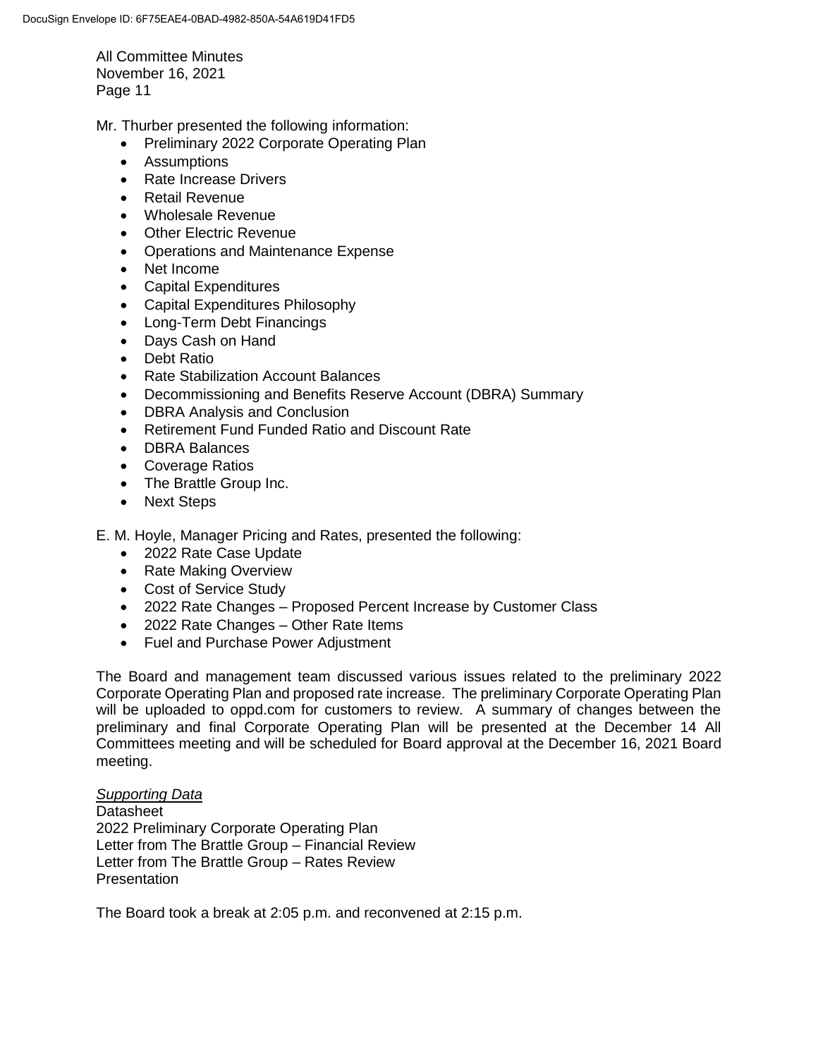Mr. Thurber presented the following information:

- Preliminary 2022 Corporate Operating Plan
- Assumptions
- Rate Increase Drivers
- Retail Revenue
- Wholesale Revenue
- Other Electric Revenue
- Operations and Maintenance Expense
- Net Income
- Capital Expenditures
- Capital Expenditures Philosophy
- Long-Term Debt Financings
- Days Cash on Hand
- Debt Ratio
- Rate Stabilization Account Balances
- Decommissioning and Benefits Reserve Account (DBRA) Summary
- DBRA Analysis and Conclusion
- Retirement Fund Funded Ratio and Discount Rate
- DBRA Balances
- Coverage Ratios
- The Brattle Group Inc.
- Next Steps

E. M. Hoyle, Manager Pricing and Rates, presented the following:

- 2022 Rate Case Update
- Rate Making Overview
- Cost of Service Study
- 2022 Rate Changes – Proposed Percent Increase by Customer Class
- 2022 Rate Changes – Other Rate Items
- Fuel and Purchase Power Adjustment

The Board and management team discussed various issues related to the preliminary 2022 Corporate Operating Plan and proposed rate increase. The preliminary Corporate Operating Plan will be uploaded to oppd.com for customers to review. A summary of changes between the preliminary and final Corporate Operating Plan will be presented at the December 14 All Committees meeting and will be scheduled for Board approval at the December 16, 2021 Board meeting.

*Supporting Data*
Datasheet
2022 Preliminary Corporate Operating Plan
Letter from The Brattle Group – Financial Review
Letter from The Brattle Group – Rates Review
Presentation

The Board took a break at 2:05 p.m. and reconvened at 2:15 p.m.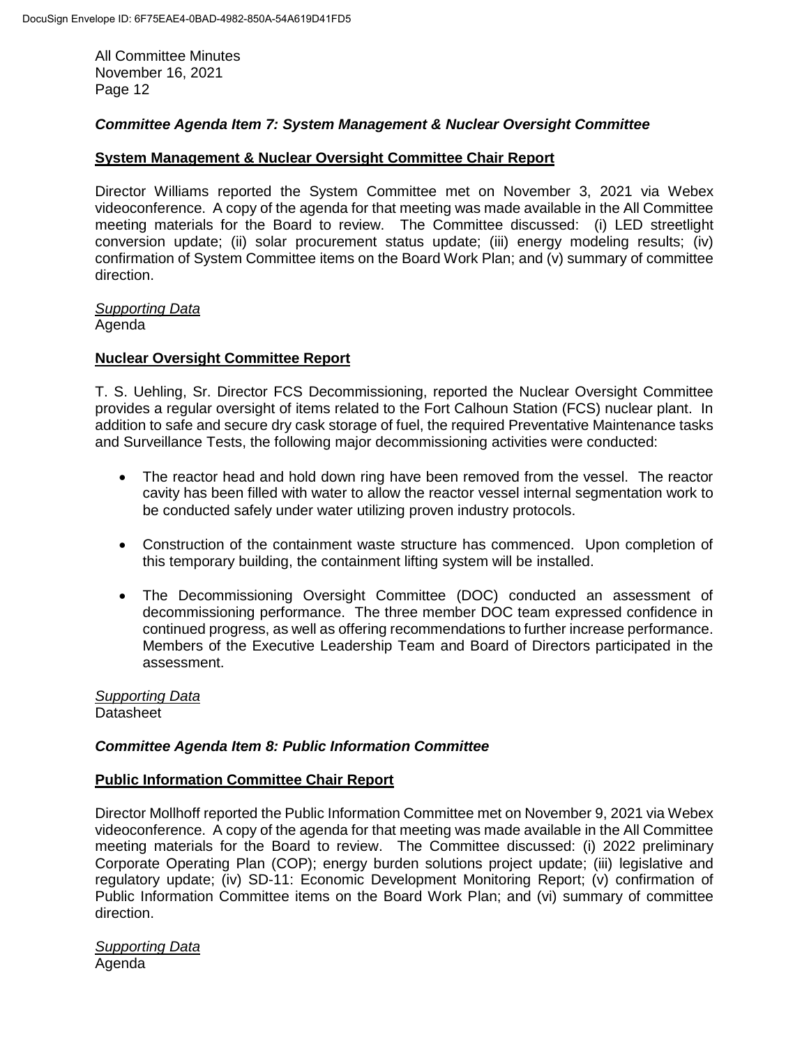### *Committee Agenda Item 7: System Management & Nuclear Oversight Committee*

**System Management & Nuclear Oversight Committee Chair Report**

Director Williams reported the System Committee met on November 3, 2021 via Webex videoconference. A copy of the agenda for that meeting was made available in the All Committee meeting materials for the Board to review. The Committee discussed: (i) LED streetlight conversion update; (ii) solar procurement status update; (iii) energy modeling results; (iv) confirmation of System Committee items on the Board Work Plan; and (v) summary of committee direction.

*Supporting Data*
Agenda

**Nuclear Oversight Committee Report**

T. S. Uehling, Sr. Director FCS Decommissioning, reported the Nuclear Oversight Committee provides a regular oversight of items related to the Fort Calhoun Station (FCS) nuclear plant. In addition to safe and secure dry cask storage of fuel, the required Preventative Maintenance tasks and Surveillance Tests, the following major decommissioning activities were conducted:

- The reactor head and hold down ring have been removed from the vessel. The reactor cavity has been filled with water to allow the reactor vessel internal segmentation work to be conducted safely under water utilizing proven industry protocols.
- Construction of the containment waste structure has commenced. Upon completion of this temporary building, the containment lifting system will be installed.
- The Decommissioning Oversight Committee (DOC) conducted an assessment of decommissioning performance. The three member DOC team expressed confidence in continued progress, as well as offering recommendations to further increase performance. Members of the Executive Leadership Team and Board of Directors participated in the assessment.

*Supporting Data*
Datasheet

### *Committee Agenda Item 8: Public Information Committee*

**Public Information Committee Chair Report**

Director Mollhoff reported the Public Information Committee met on November 9, 2021 via Webex videoconference. A copy of the agenda for that meeting was made available in the All Committee meeting materials for the Board to review. The Committee discussed: (i) 2022 preliminary Corporate Operating Plan (COP); energy burden solutions project update; (iii) legislative and regulatory update; (iv) SD-11: Economic Development Monitoring Report; (v) confirmation of Public Information Committee items on the Board Work Plan; and (vi) summary of committee direction.

*Supporting Data*
Agenda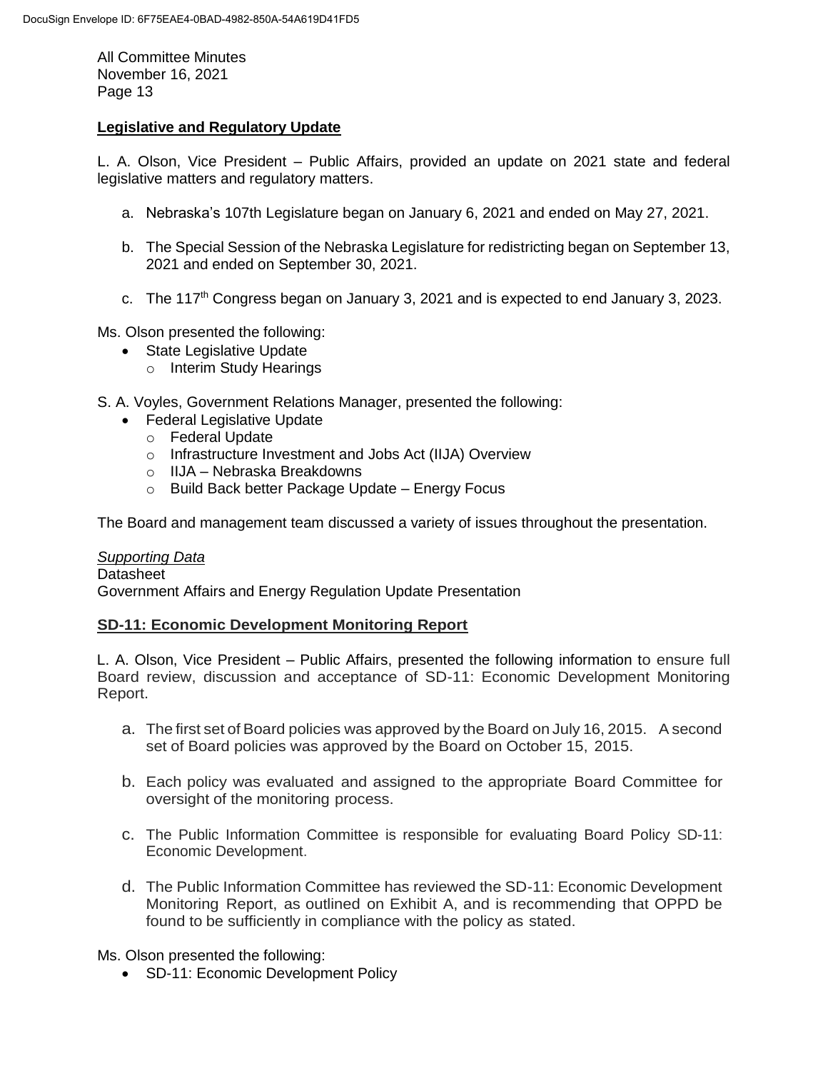## Legislative and Regulatory Update

L. A. Olson, Vice President – Public Affairs, provided an update on 2021 state and federal legislative matters and regulatory matters.

a. Nebraska's 107th Legislature began on January 6, 2021 and ended on May 27, 2021.

b. The Special Session of the Nebraska Legislature for redistricting began on September 13, 2021 and ended on September 30, 2021.

c. The 117th Congress began on January 3, 2021 and is expected to end January 3, 2023.

Ms. Olson presented the following:

- State Legislative Update
  - Interim Study Hearings

S. A. Voyles, Government Relations Manager, presented the following:

- Federal Legislative Update
  - Federal Update
  - Infrastructure Investment and Jobs Act (IIJA) Overview
  - IIJA – Nebraska Breakdowns
  - Build Back better Package Update – Energy Focus

The Board and management team discussed a variety of issues throughout the presentation.

*Supporting Data*
Datasheet
Government Affairs and Energy Regulation Update Presentation

## SD-11: Economic Development Monitoring Report

L. A. Olson, Vice President – Public Affairs, presented the following information to ensure full Board review, discussion and acceptance of SD-11: Economic Development Monitoring Report.

a. The first set of Board policies was approved by the Board on July 16, 2015. A second set of Board policies was approved by the Board on October 15, 2015.

b. Each policy was evaluated and assigned to the appropriate Board Committee for oversight of the monitoring process.

c. The Public Information Committee is responsible for evaluating Board Policy SD-11: Economic Development.

d. The Public Information Committee has reviewed the SD-11: Economic Development Monitoring Report, as outlined on Exhibit A, and is recommending that OPPD be found to be sufficiently in compliance with the policy as stated.

Ms. Olson presented the following:

- SD-11: Economic Development Policy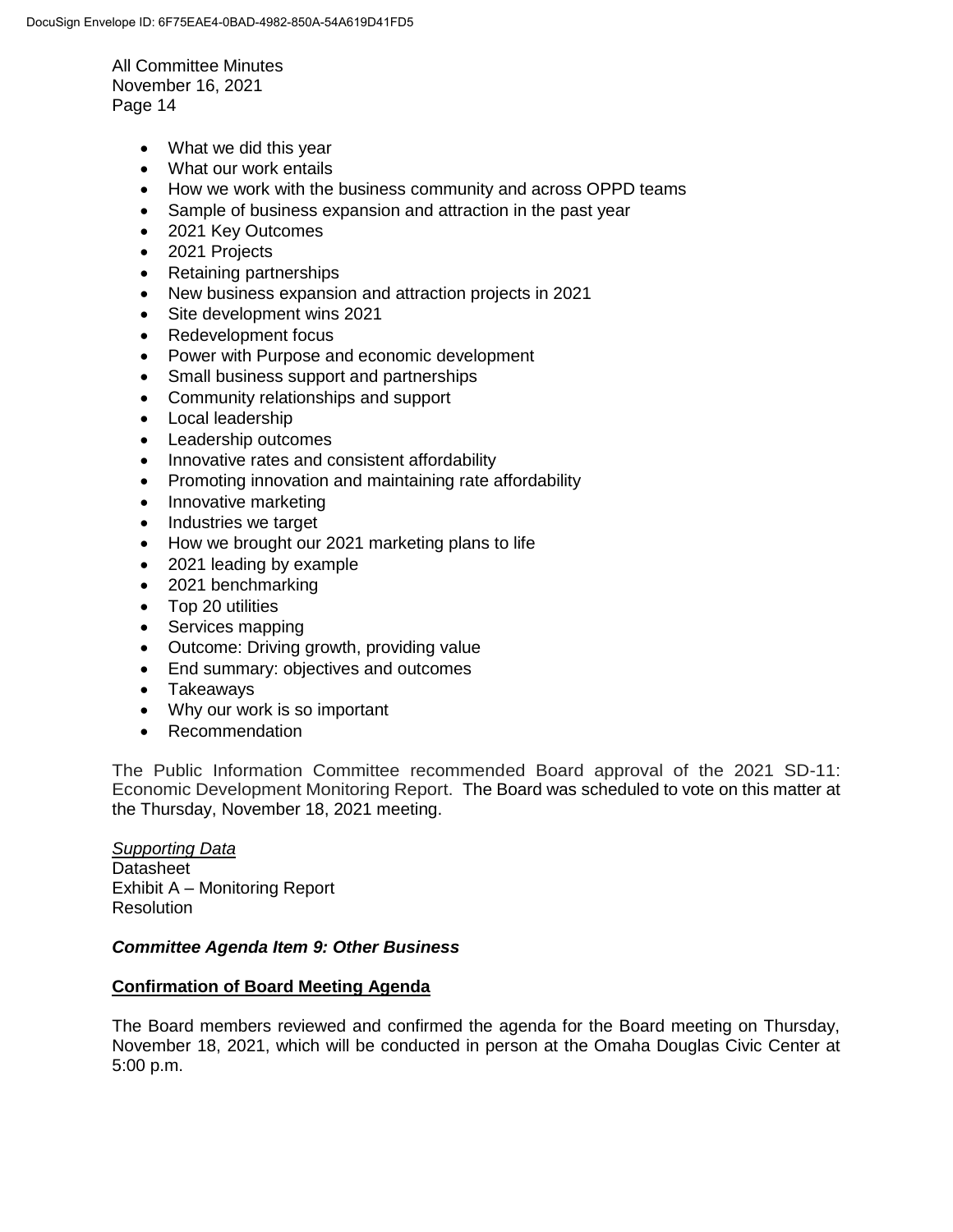- What we did this year
- What our work entails
- How we work with the business community and across OPPD teams
- Sample of business expansion and attraction in the past year
- 2021 Key Outcomes
- 2021 Projects
- Retaining partnerships
- New business expansion and attraction projects in 2021
- Site development wins 2021
- Redevelopment focus
- Power with Purpose and economic development
- Small business support and partnerships
- Community relationships and support
- Local leadership
- Leadership outcomes
- Innovative rates and consistent affordability
- Promoting innovation and maintaining rate affordability
- Innovative marketing
- Industries we target
- How we brought our 2021 marketing plans to life
- 2021 leading by example
- 2021 benchmarking
- Top 20 utilities
- Services mapping
- Outcome: Driving growth, providing value
- End summary: objectives and outcomes
- Takeaways
- Why our work is so important
- Recommendation

The Public Information Committee recommended Board approval of the 2021 SD-11: Economic Development Monitoring Report. The Board was scheduled to vote on this matter at the Thursday, November 18, 2021 meeting.

*Supporting Data*
Datasheet
Exhibit A – Monitoring Report
Resolution

***Committee Agenda Item 9: Other Business***

**Confirmation of Board Meeting Agenda**

The Board members reviewed and confirmed the agenda for the Board meeting on Thursday, November 18, 2021, which will be conducted in person at the Omaha Douglas Civic Center at 5:00 p.m.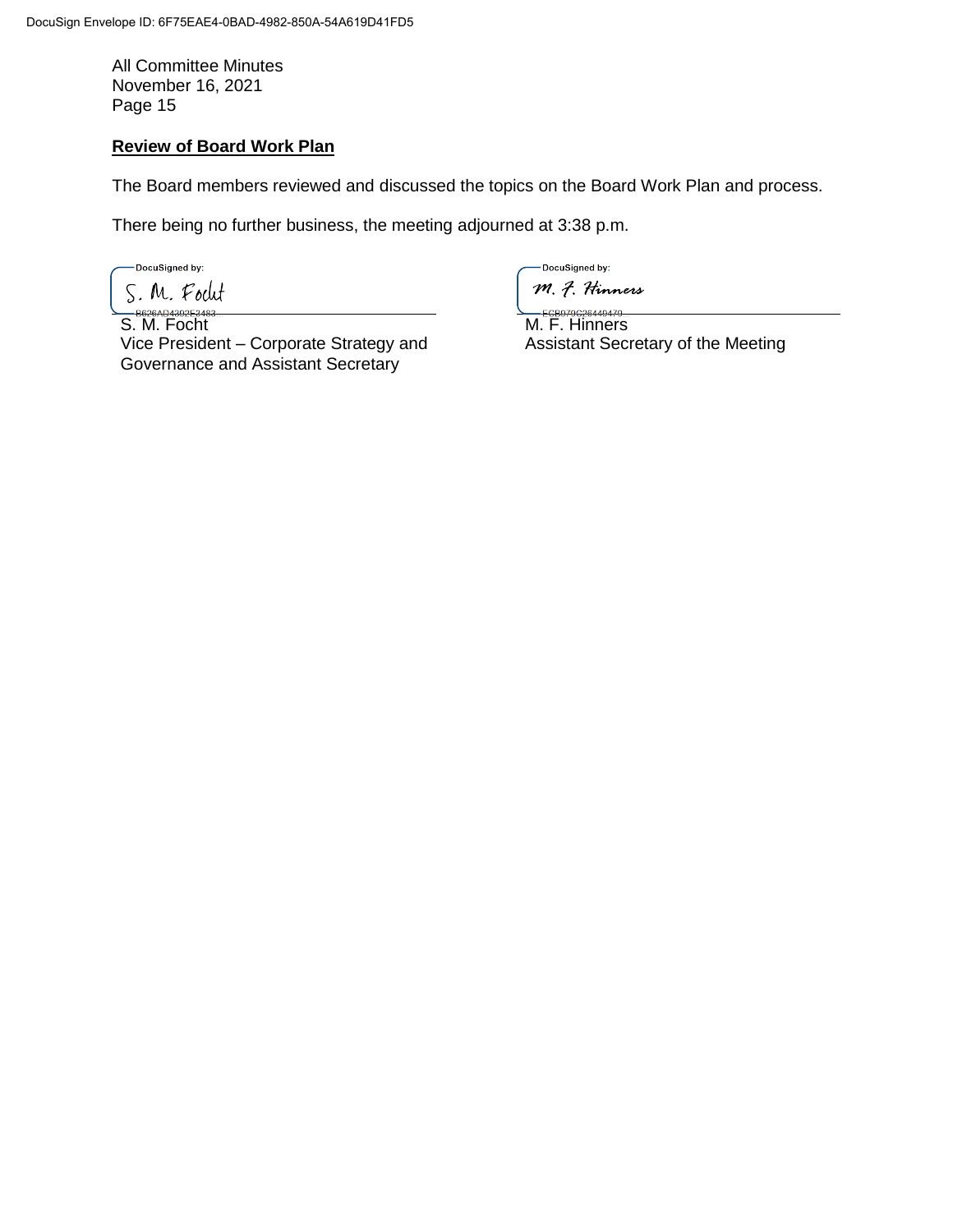## Review of Board Work Plan

The Board members reviewed and discussed the topics on the Board Work Plan and process.

There being no further business, the meeting adjourned at 3:38 p.m.

| | |
|---|---|
| DocuSigned by: S. M. Focht | DocuSigned by: M. F. Hinners |
| B626AD4292F3483... | ECB979C26449479... |
| S. M. Focht | M. F. Hinners |
| Vice President – Corporate Strategy and Governance and Assistant Secretary | Assistant Secretary of the Meeting |